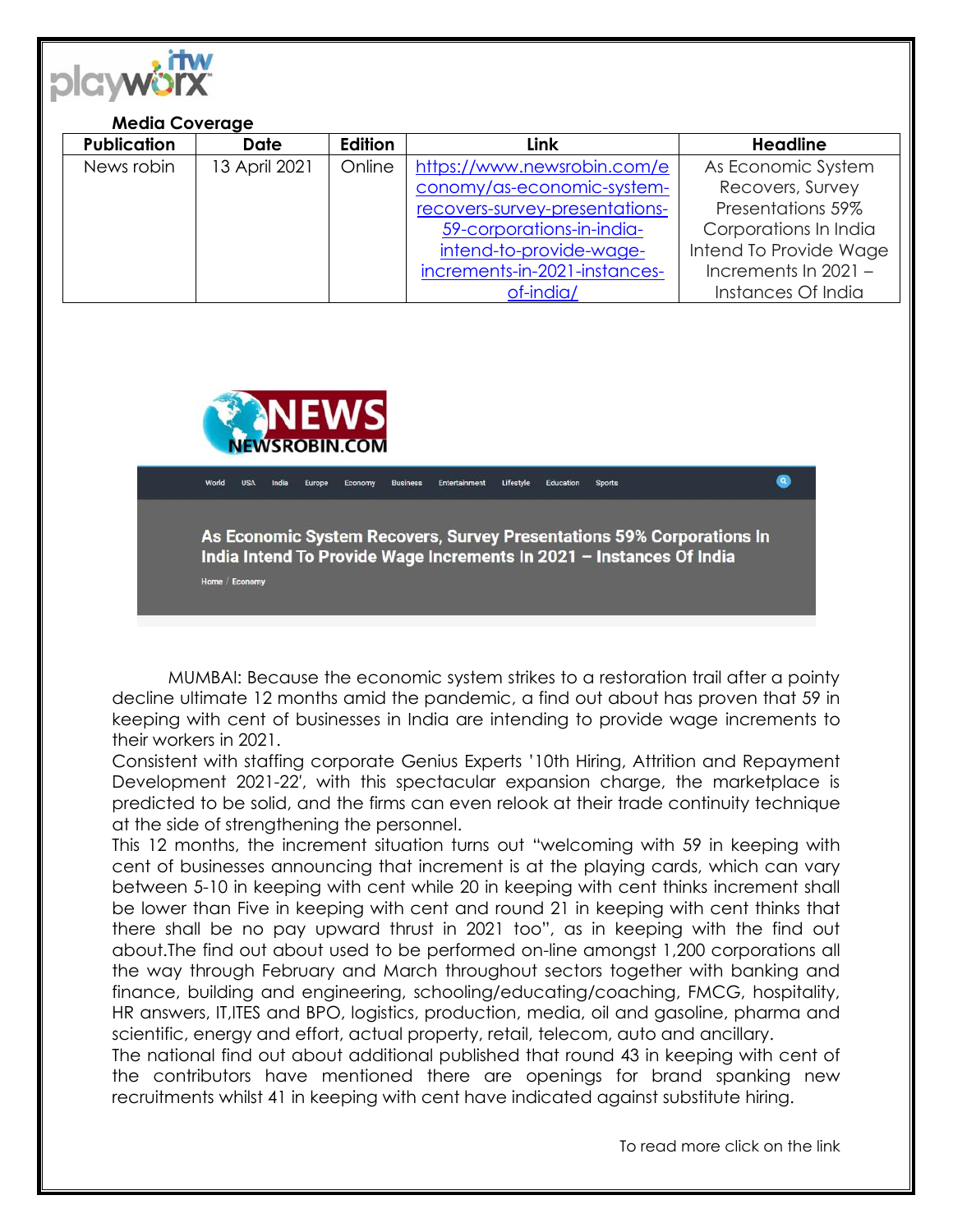**Media Coverage**

| Publication | Date | Edition | Link | Headline |
|---|---|---|---|---|
| News robin | 13 April 2021 | Online | https://www.newsrobin.com/economy/as-economic-system-recovers-survey-presentations-59-corporations-in-india-intend-to-provide-wage-increments-in-2021-instances-of-india/ | As Economic System Recovers, Survey Presentations 59% Corporations In India Intend To Provide Wage Increments In 2021 – Instances Of India |

NEWS
NEWSROBIN.COM

World USA India Europe Economy Business Entertainment Lifestyle Education Sports

# As Economic System Recovers, Survey Presentations 59% Corporations In India Intend To Provide Wage Increments In 2021 – Instances Of India

Home / Economy

MUMBAI: Because the economic system strikes to a restoration trail after a pointy decline ultimate 12 months amid the pandemic, a find out about has proven that 59 in keeping with cent of businesses in India are intending to provide wage increments to their workers in 2021.

Consistent with staffing corporate Genius Experts '10th Hiring, Attrition and Repayment Development 2021-22', with this spectacular expansion charge, the marketplace is predicted to be solid, and the firms can even relook at their trade continuity technique at the side of strengthening the personnel.

This 12 months, the increment situation turns out "welcoming with 59 in keeping with cent of businesses announcing that increment is at the playing cards, which can vary between 5-10 in keeping with cent while 20 in keeping with cent thinks increment shall be lower than Five in keeping with cent and round 21 in keeping with cent thinks that there shall be no pay upward thrust in 2021 too", as in keeping with the find out about.The find out about used to be performed on-line amongst 1,200 corporations all the way through February and March throughout sectors together with banking and finance, building and engineering, schooling/educating/coaching, FMCG, hospitality, HR answers, IT,ITES and BPO, logistics, production, media, oil and gasoline, pharma and scientific, energy and effort, actual property, retail, telecom, auto and ancillary.

The national find out about additional published that round 43 in keeping with cent of the contributors have mentioned there are openings for brand spanking new recruitments whilst 41 in keeping with cent have indicated against substitute hiring.

To read more click on the link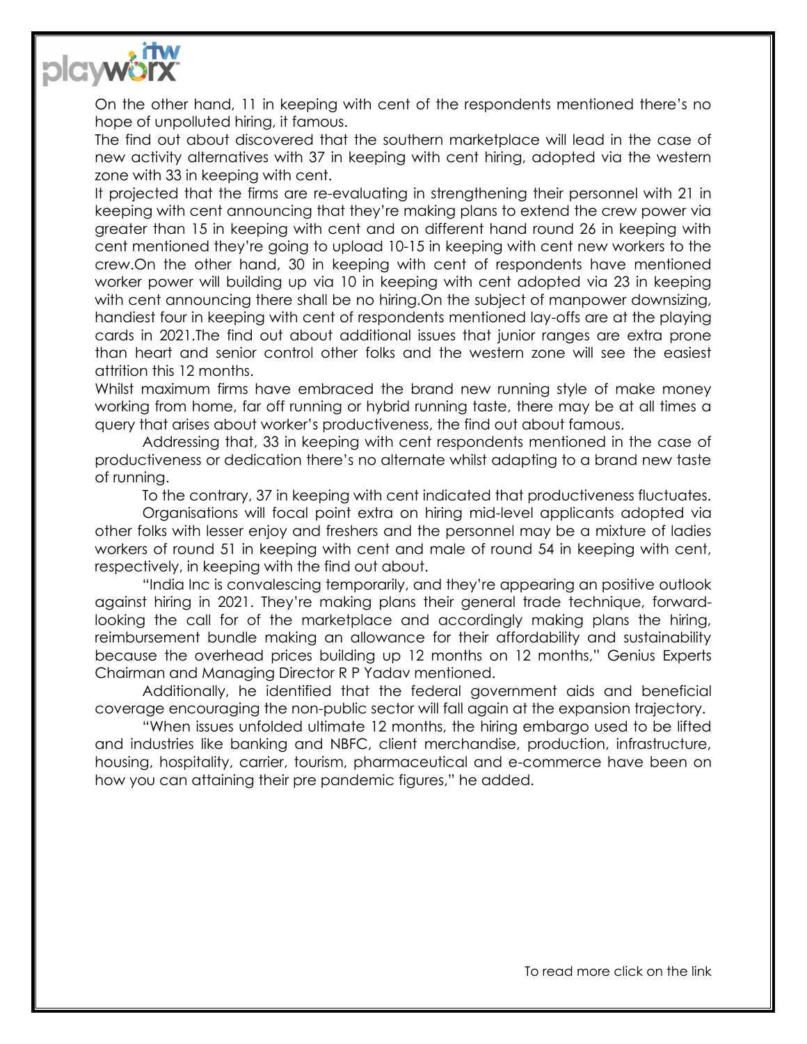On the other hand, 11 in keeping with cent of the respondents mentioned there's no hope of unpolluted hiring, it famous.

The find out about discovered that the southern marketplace will lead in the case of new activity alternatives with 37 in keeping with cent hiring, adopted via the western zone with 33 in keeping with cent.

It projected that the firms are re-evaluating in strengthening their personnel with 21 in keeping with cent announcing that they're making plans to extend the crew power via greater than 15 in keeping with cent and on different hand round 26 in keeping with cent mentioned they're going to upload 10-15 in keeping with cent new workers to the crew.On the other hand, 30 in keeping with cent of respondents have mentioned worker power will building up via 10 in keeping with cent adopted via 23 in keeping with cent announcing there shall be no hiring.On the subject of manpower downsizing, handiest four in keeping with cent of respondents mentioned lay-offs are at the playing cards in 2021.The find out about additional issues that junior ranges are extra prone than heart and senior control other folks and the western zone will see the easiest attrition this 12 months.

Whilst maximum firms have embraced the brand new running style of make money working from home, far off running or hybrid running taste, there may be at all times a query that arises about worker's productiveness, the find out about famous.

Addressing that, 33 in keeping with cent respondents mentioned in the case of productiveness or dedication there's no alternate whilst adapting to a brand new taste of running.

To the contrary, 37 in keeping with cent indicated that productiveness fluctuates.

Organisations will focal point extra on hiring mid-level applicants adopted via other folks with lesser enjoy and freshers and the personnel may be a mixture of ladies workers of round 51 in keeping with cent and male of round 54 in keeping with cent, respectively, in keeping with the find out about.

"India Inc is convalescing temporarily, and they're appearing an positive outlook against hiring in 2021. They're making plans their general trade technique, forward-looking the call for of the marketplace and accordingly making plans the hiring, reimbursement bundle making an allowance for their affordability and sustainability because the overhead prices building up 12 months on 12 months," Genius Experts Chairman and Managing Director R P Yadav mentioned.

Additionally, he identified that the federal government aids and beneficial coverage encouraging the non-public sector will fall again at the expansion trajectory.

"When issues unfolded ultimate 12 months, the hiring embargo used to be lifted and industries like banking and NBFC, client merchandise, production, infrastructure, housing, hospitality, carrier, tourism, pharmaceutical and e-commerce have been on how you can attaining their pre pandemic figures," he added.

To read more click on the link